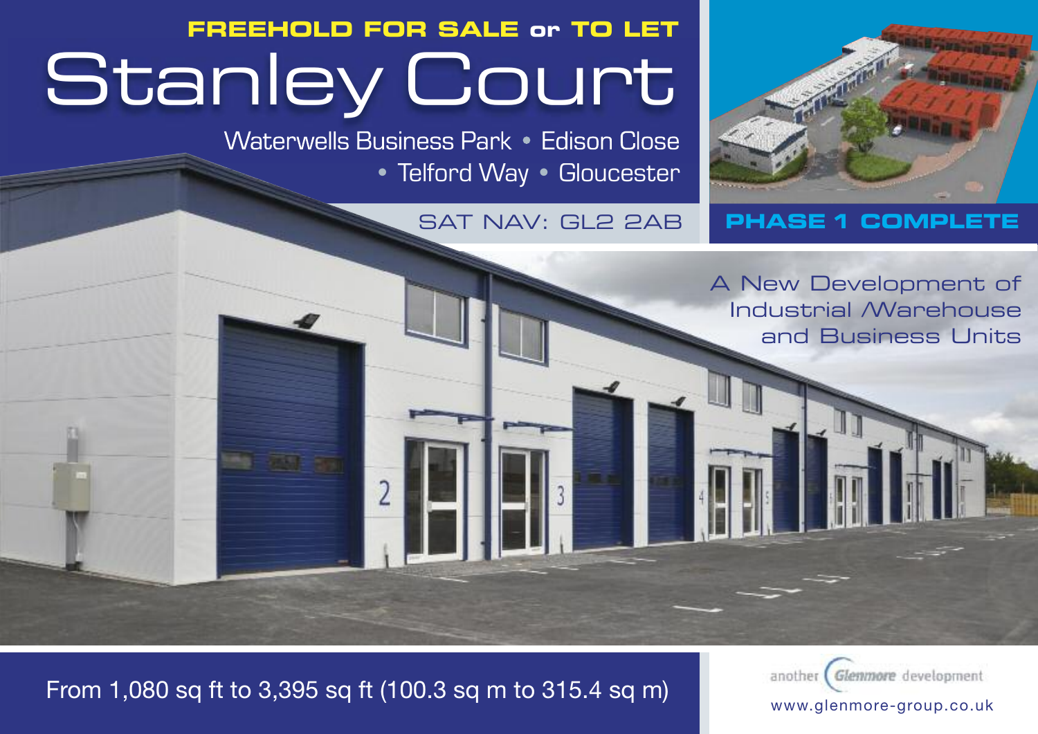**FREEHOLD FOR SALE or TO LET**

# Stanley Court

Waterwells Business Park • Edison Close • Telford Way • Gloucester

SAT NAV: GL2 2AB

**PHASE 1 COMPLETE**

## A New Development of Industrial /Warehouse and Business Units

From 1,080 sq ft to 3,395 sq ft (100.3 sq m to 315.4 sq m)

another Glenmore development

www.glenmore-group.co.uk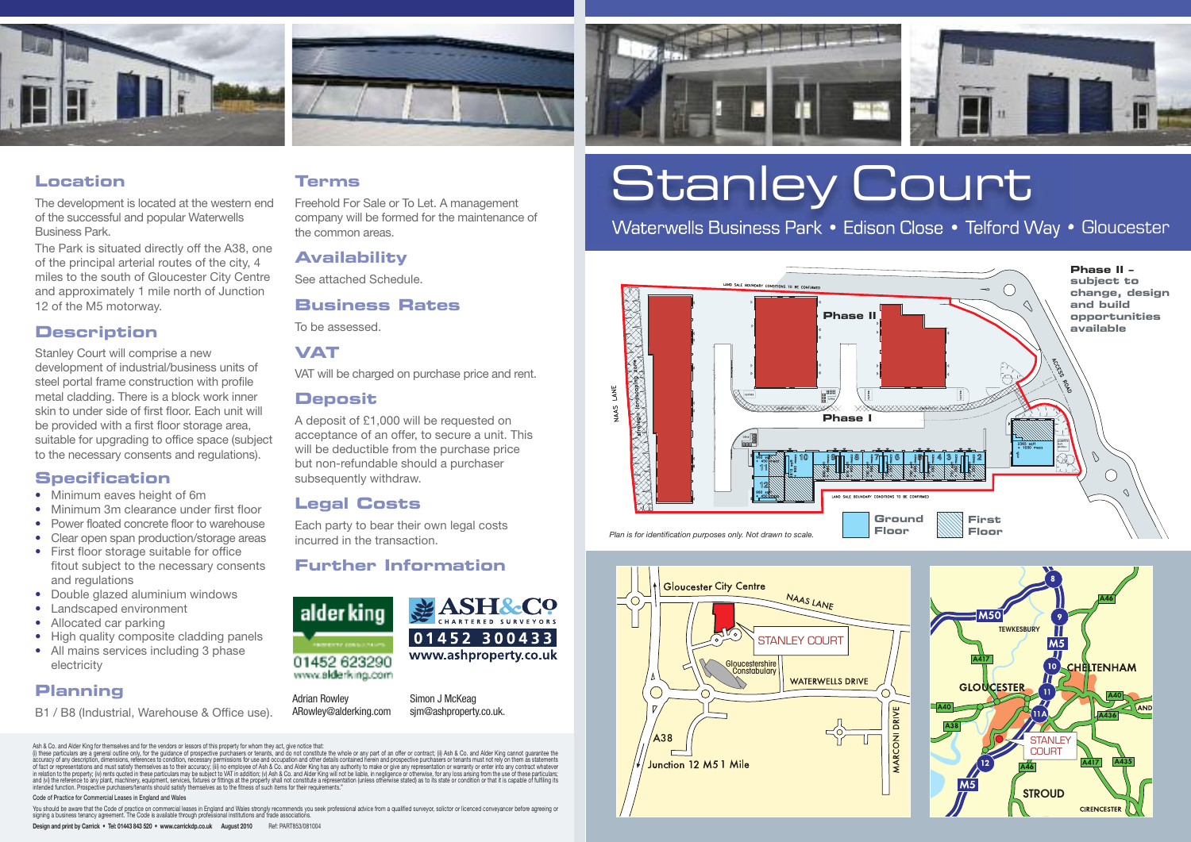# Stanley Court

Waterwells Business Park • Edison Close • Telford Way • Gloucester

## Location

The development is located at the western end of the successful and popular Waterwells Business Park.

The Park is situated directly off the A38, one of the principal arterial routes of the city, 4 miles to the south of Gloucester City Centre and approximately 1 mile north of Junction 12 of the M5 motorway.

## Description

Stanley Court will comprise a new development of industrial/business units of steel portal frame construction with profile metal cladding. There is a block work inner skin to under side of first floor. Each unit will be provided with a first floor storage area, suitable for upgrading to office space (subject to the necessary consents and regulations).

## Specification

- Minimum eaves height of 6m
- Minimum 3m clearance under first floor
- Power floated concrete floor to warehouse
- Clear open span production/storage areas
- First floor storage suitable for office fitout subject to the necessary consents and regulations
- Double glazed aluminium windows
- Landscaped environment
- Allocated car parking
- High quality composite cladding panels
- All mains services including 3 phase electricity

## Planning

B1 / B8 (Industrial, Warehouse & Office use).

## Terms

Freehold For Sale or To Let. A management company will be formed for the maintenance of the common areas.

## Availability

See attached Schedule.

## Business Rates

To be assessed.

## VAT

VAT will be charged on purchase price and rent.

## Deposit

A deposit of £1,000 will be requested on acceptance of an offer, to secure a unit. This will be deductible from the purchase price but non-refundable should a purchaser subsequently withdraw.

## Legal Costs

Each party to bear their own legal costs incurred in the transaction.

## Further Information

alder king — 01452 623290 — www.alderking.com

Adrian Rowley
ARowley@alderking.com

ASH & Co. Chartered Surveyors — 01452 300433 — www.ashproperty.co.uk

Simon J McKeag
sjm@ashproperty.co.uk.

Phase II – subject to change, design and build opportunities available

Phase II

Phase I

Ground Floor

First Floor

*Plan is for identification purposes only. Not drawn to scale.*

Ash & Co. and Alder King for themselves and for the vendors or lessors of this property for whom they act, give notice that: (i) these particulars are a general outline only, for the guidance of prospective purchasers or tenants, and do not constitute the whole or any part of an offer or contract; (ii) Ash & Co. and Alder King cannot guarantee the accuracy of any description, dimensions, references to condition, necessary permissions for use and occupation and other details contained herein and prospective purchasers or tenants must not rely on them as statements of fact or representations and must satisfy themselves as to their accuracy; (iii) no employee of Ash & Co. and Alder King has any authority to make or give any representation or warranty or enter into any contract whatever in relation to the property; (iv) rents quoted in these particulars may be subject to VAT in addition; (v) Ash & Co. and Alder King will not be liable, in negligence or otherwise, for any loss arising from the use of these particulars; and (vi) the reference to any plant, machinery, equipment, services, fixtures or fittings at the property shall not constitute a representation (unless otherwise stated) as to its state or condition or that it is capable of fulfilling its intended function. Prospective purchasers/tenants should satisfy themselves as to the fitness of such items for their requirements.

Code of Practice for Commercial Leases in England and Wales

You should be aware that the Code of practice on commercial leases in England and Wales strongly recommends you seek professional advice from a qualified surveyor, solicitor or licenced conveyancer before agreeing or signing a business tenancy agreement. The Code is available through professional institutions and trade associations.

Design and print by Carrick • Tel: 01443 843 520 • www.carrickdp.co.uk August 2010 Ref: PART853/081004